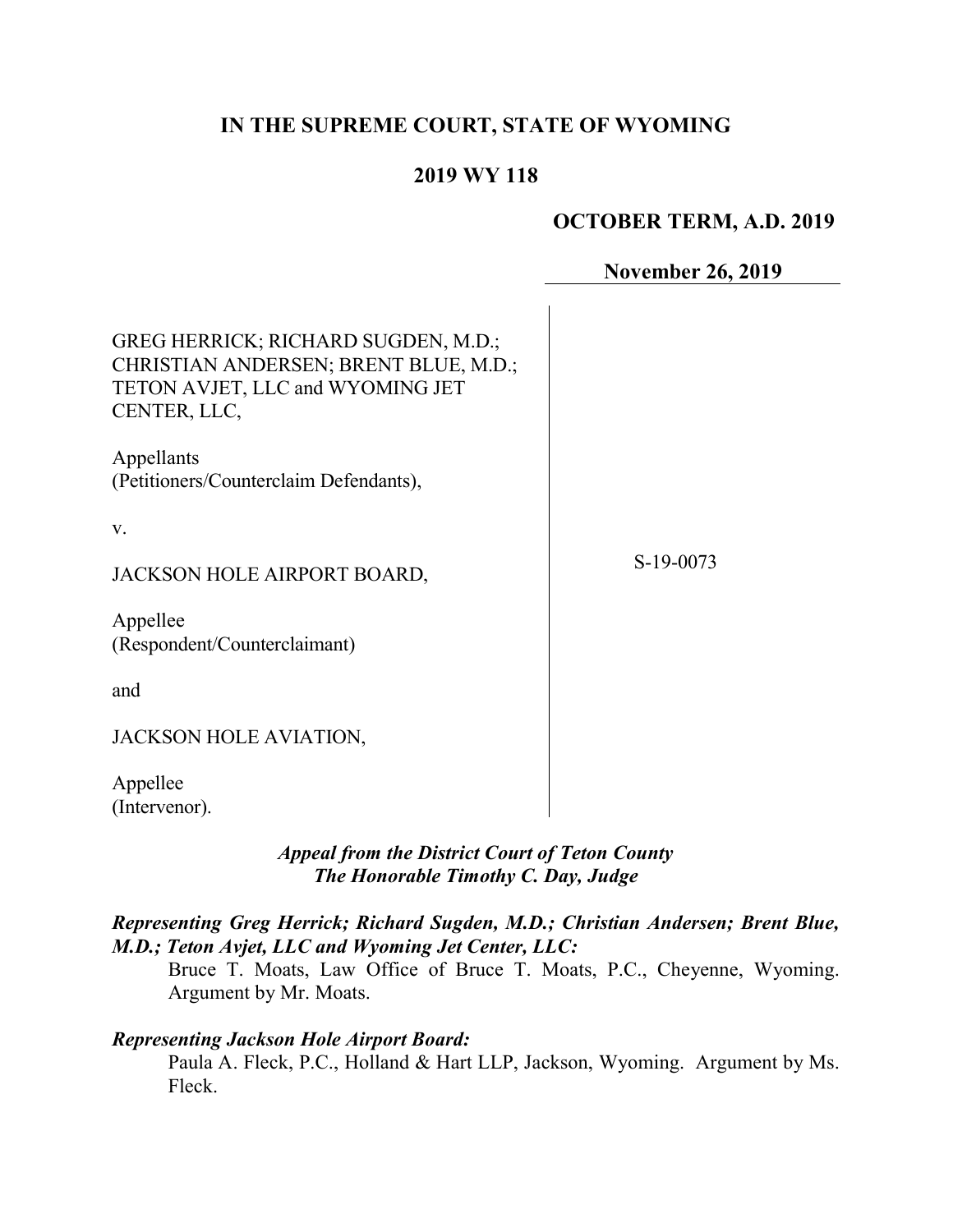# IN THE SUPREME COURT, STATE OF WYOMING

## 2019 WY 118

**OCTOBER TERM, A.D. 2019**

**November 26, 2019**

GREG HERRICK; RICHARD SUGDEN, M.D.; CHRISTIAN ANDERSEN; BRENT BLUE, M.D.; TETON AVJET, LLC and WYOMING JET CENTER, LLC,

Appellants
(Petitioners/Counterclaim Defendants),

v.

JACKSON HOLE AIRPORT BOARD,

Appellee
(Respondent/Counterclaimant)

and

JACKSON HOLE AVIATION,

Appellee
(Intervenor).

S-19-0073

***Appeal from the District Court of Teton County***
***The Honorable Timothy C. Day, Judge***

***Representing Greg Herrick; Richard Sugden, M.D.; Christian Andersen; Brent Blue, M.D.; Teton Avjet, LLC and Wyoming Jet Center, LLC:***

Bruce T. Moats, Law Office of Bruce T. Moats, P.C., Cheyenne, Wyoming. Argument by Mr. Moats.

***Representing Jackson Hole Airport Board:***

Paula A. Fleck, P.C., Holland & Hart LLP, Jackson, Wyoming. Argument by Ms. Fleck.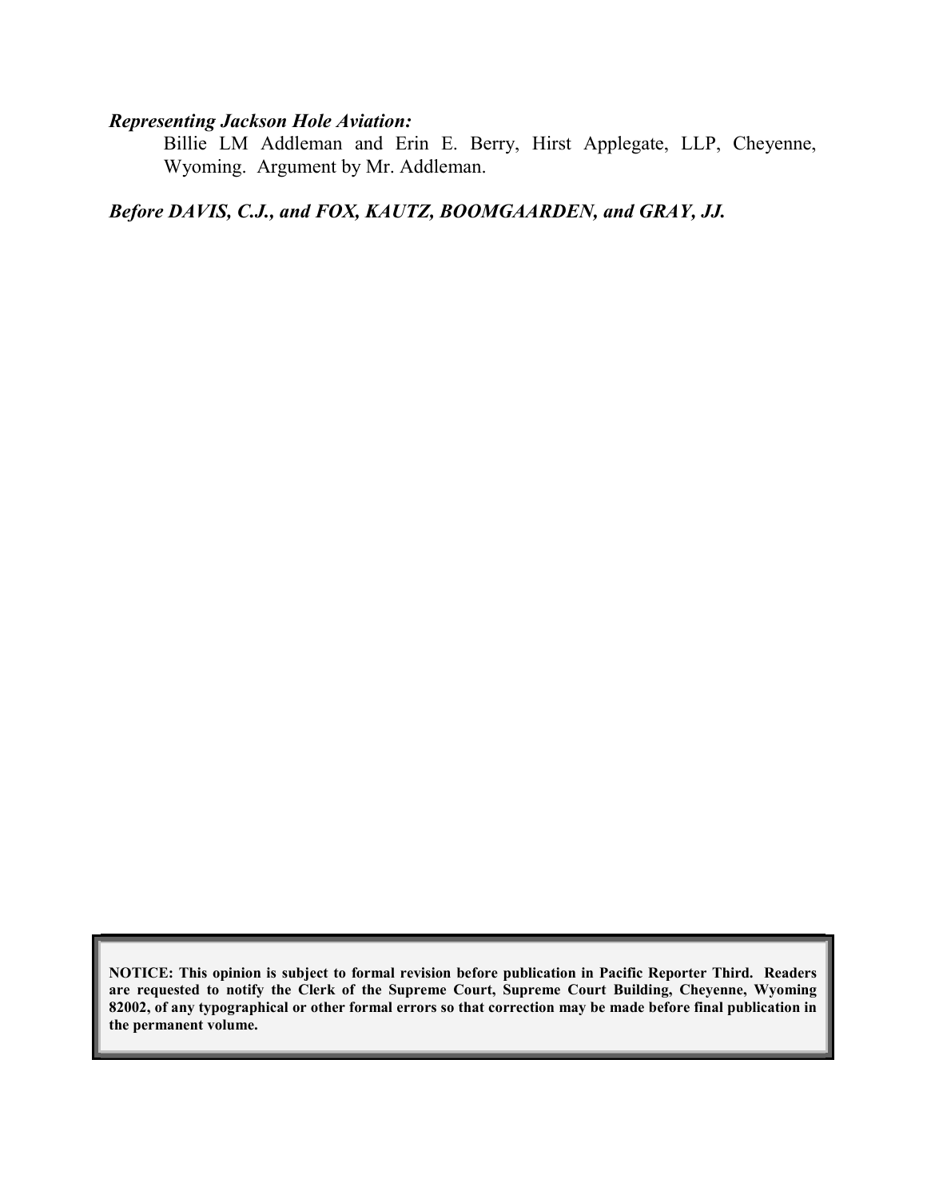***Representing Jackson Hole Aviation:***

Billie LM Addleman and Erin E. Berry, Hirst Applegate, LLP, Cheyenne, Wyoming. Argument by Mr. Addleman.

***Before DAVIS, C.J., and FOX, KAUTZ, BOOMGAARDEN, and GRAY, JJ.***

**NOTICE: This opinion is subject to formal revision before publication in Pacific Reporter Third. Readers are requested to notify the Clerk of the Supreme Court, Supreme Court Building, Cheyenne, Wyoming 82002, of any typographical or other formal errors so that correction may be made before final publication in the permanent volume.**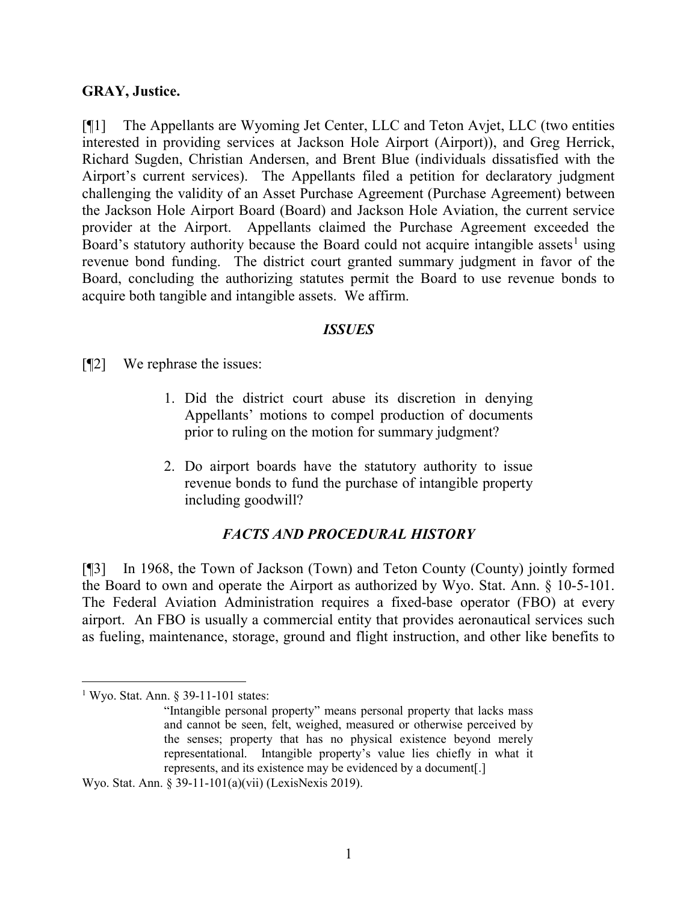**GRAY, Justice.**

[¶1] The Appellants are Wyoming Jet Center, LLC and Teton Avjet, LLC (two entities interested in providing services at Jackson Hole Airport (Airport)), and Greg Herrick, Richard Sugden, Christian Andersen, and Brent Blue (individuals dissatisfied with the Airport's current services). The Appellants filed a petition for declaratory judgment challenging the validity of an Asset Purchase Agreement (Purchase Agreement) between the Jackson Hole Airport Board (Board) and Jackson Hole Aviation, the current service provider at the Airport. Appellants claimed the Purchase Agreement exceeded the Board's statutory authority because the Board could not acquire intangible assets[1] using revenue bond funding. The district court granted summary judgment in favor of the Board, concluding the authorizing statutes permit the Board to use revenue bonds to acquire both tangible and intangible assets. We affirm.

## *ISSUES*

[¶2] We rephrase the issues:

1. Did the district court abuse its discretion in denying Appellants' motions to compel production of documents prior to ruling on the motion for summary judgment?

2. Do airport boards have the statutory authority to issue revenue bonds to fund the purchase of intangible property including goodwill?

## *FACTS AND PROCEDURAL HISTORY*

[¶3] In 1968, the Town of Jackson (Town) and Teton County (County) jointly formed the Board to own and operate the Airport as authorized by Wyo. Stat. Ann. § 10-5-101. The Federal Aviation Administration requires a fixed-base operator (FBO) at every airport. An FBO is usually a commercial entity that provides aeronautical services such as fueling, maintenance, storage, ground and flight instruction, and other like benefits to

---

[1] Wyo. Stat. Ann. § 39-11-101 states:

> "Intangible personal property" means personal property that lacks mass and cannot be seen, felt, weighed, measured or otherwise perceived by the senses; property that has no physical existence beyond merely representational. Intangible property's value lies chiefly in what it represents, and its existence may be evidenced by a document[.]

Wyo. Stat. Ann. § 39-11-101(a)(vii) (LexisNexis 2019).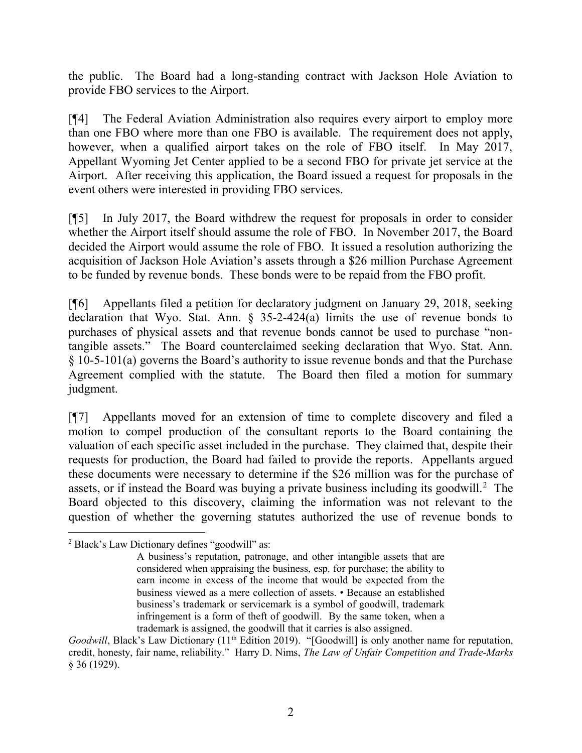the public. The Board had a long-standing contract with Jackson Hole Aviation to provide FBO services to the Airport.

[¶4] The Federal Aviation Administration also requires every airport to employ more than one FBO where more than one FBO is available. The requirement does not apply, however, when a qualified airport takes on the role of FBO itself. In May 2017, Appellant Wyoming Jet Center applied to be a second FBO for private jet service at the Airport. After receiving this application, the Board issued a request for proposals in the event others were interested in providing FBO services.

[¶5] In July 2017, the Board withdrew the request for proposals in order to consider whether the Airport itself should assume the role of FBO. In November 2017, the Board decided the Airport would assume the role of FBO. It issued a resolution authorizing the acquisition of Jackson Hole Aviation's assets through a $26 million Purchase Agreement to be funded by revenue bonds. These bonds were to be repaid from the FBO profit.

[¶6] Appellants filed a petition for declaratory judgment on January 29, 2018, seeking declaration that Wyo. Stat. Ann. § 35-2-424(a) limits the use of revenue bonds to purchases of physical assets and that revenue bonds cannot be used to purchase "non-tangible assets." The Board counterclaimed seeking declaration that Wyo. Stat. Ann. § 10-5-101(a) governs the Board's authority to issue revenue bonds and that the Purchase Agreement complied with the statute. The Board then filed a motion for summary judgment.

[¶7] Appellants moved for an extension of time to complete discovery and filed a motion to compel production of the consultant reports to the Board containing the valuation of each specific asset included in the purchase. They claimed that, despite their requests for production, the Board had failed to provide the reports. Appellants argued these documents were necessary to determine if the $26 million was for the purchase of assets, or if instead the Board was buying a private business including its goodwill.[2] The Board objected to this discovery, claiming the information was not relevant to the question of whether the governing statutes authorized the use of revenue bonds to

---

[2] Black's Law Dictionary defines "goodwill" as:

> A business's reputation, patronage, and other intangible assets that are considered when appraising the business, esp. for purchase; the ability to earn income in excess of the income that would be expected from the business viewed as a mere collection of assets. • Because an established business's trademark or servicemark is a symbol of goodwill, trademark infringement is a form of theft of goodwill. By the same token, when a trademark is assigned, the goodwill that it carries is also assigned.

*Goodwill*, Black's Law Dictionary (11th Edition 2019). "[Goodwill] is only another name for reputation, credit, honesty, fair name, reliability." Harry D. Nims, *The Law of Unfair Competition and Trade-Marks* § 36 (1929).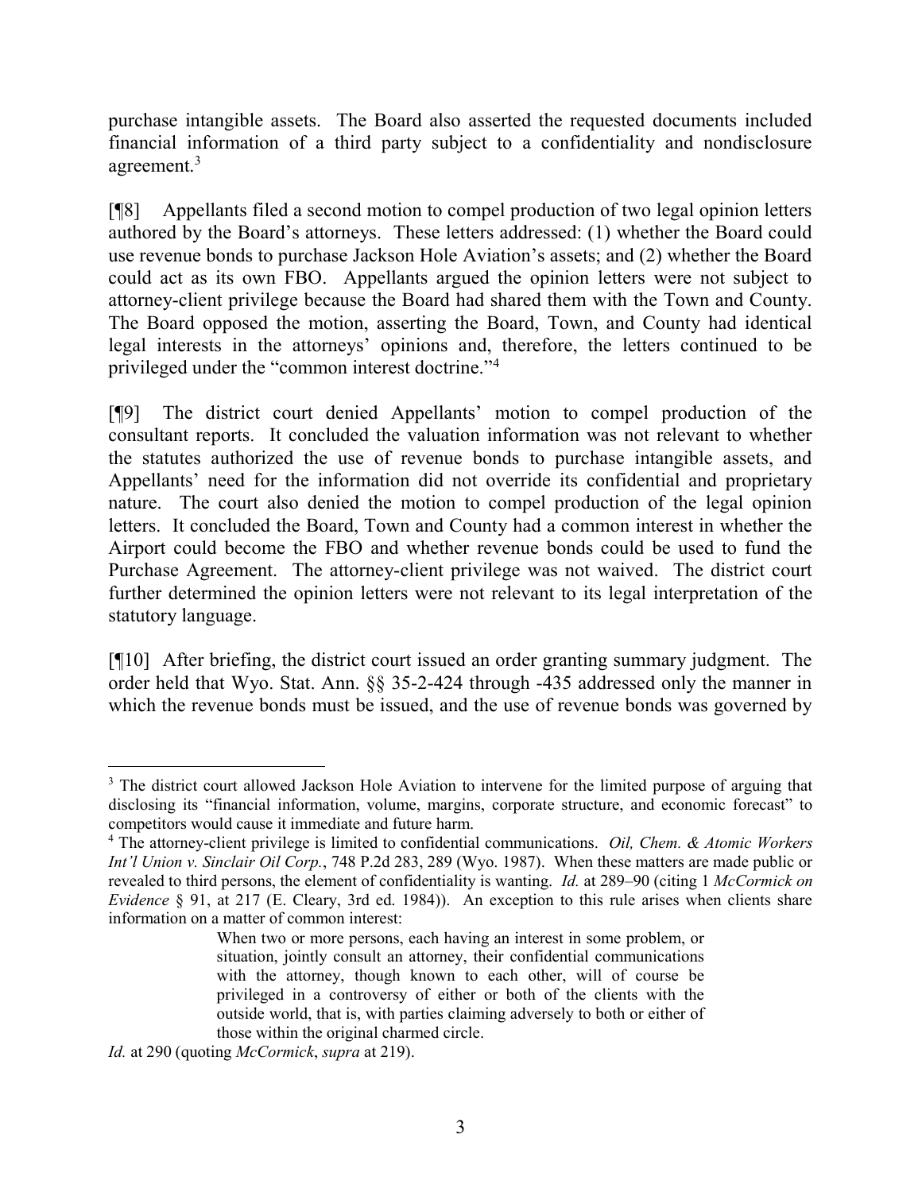purchase intangible assets. The Board also asserted the requested documents included financial information of a third party subject to a confidentiality and nondisclosure agreement.[3]

[¶8] Appellants filed a second motion to compel production of two legal opinion letters authored by the Board's attorneys. These letters addressed: (1) whether the Board could use revenue bonds to purchase Jackson Hole Aviation's assets; and (2) whether the Board could act as its own FBO. Appellants argued the opinion letters were not subject to attorney-client privilege because the Board had shared them with the Town and County. The Board opposed the motion, asserting the Board, Town, and County had identical legal interests in the attorneys' opinions and, therefore, the letters continued to be privileged under the "common interest doctrine."[4]

[¶9] The district court denied Appellants' motion to compel production of the consultant reports. It concluded the valuation information was not relevant to whether the statutes authorized the use of revenue bonds to purchase intangible assets, and Appellants' need for the information did not override its confidential and proprietary nature. The court also denied the motion to compel production of the legal opinion letters. It concluded the Board, Town and County had a common interest in whether the Airport could become the FBO and whether revenue bonds could be used to fund the Purchase Agreement. The attorney-client privilege was not waived. The district court further determined the opinion letters were not relevant to its legal interpretation of the statutory language.

[¶10] After briefing, the district court issued an order granting summary judgment. The order held that Wyo. Stat. Ann. §§ 35-2-424 through -435 addressed only the manner in which the revenue bonds must be issued, and the use of revenue bonds was governed by

---

[3] The district court allowed Jackson Hole Aviation to intervene for the limited purpose of arguing that disclosing its "financial information, volume, margins, corporate structure, and economic forecast" to competitors would cause it immediate and future harm.

[4] The attorney-client privilege is limited to confidential communications. *Oil, Chem. & Atomic Workers Int'l Union v. Sinclair Oil Corp.*, 748 P.2d 283, 289 (Wyo. 1987). When these matters are made public or revealed to third persons, the element of confidentiality is wanting. *Id.* at 289–90 (citing 1 *McCormick on Evidence* § 91, at 217 (E. Cleary, 3rd ed. 1984)). An exception to this rule arises when clients share information on a matter of common interest:

> When two or more persons, each having an interest in some problem, or situation, jointly consult an attorney, their confidential communications with the attorney, though known to each other, will of course be privileged in a controversy of either or both of the clients with the outside world, that is, with parties claiming adversely to both or either of those within the original charmed circle.

*Id.* at 290 (quoting *McCormick*, *supra* at 219).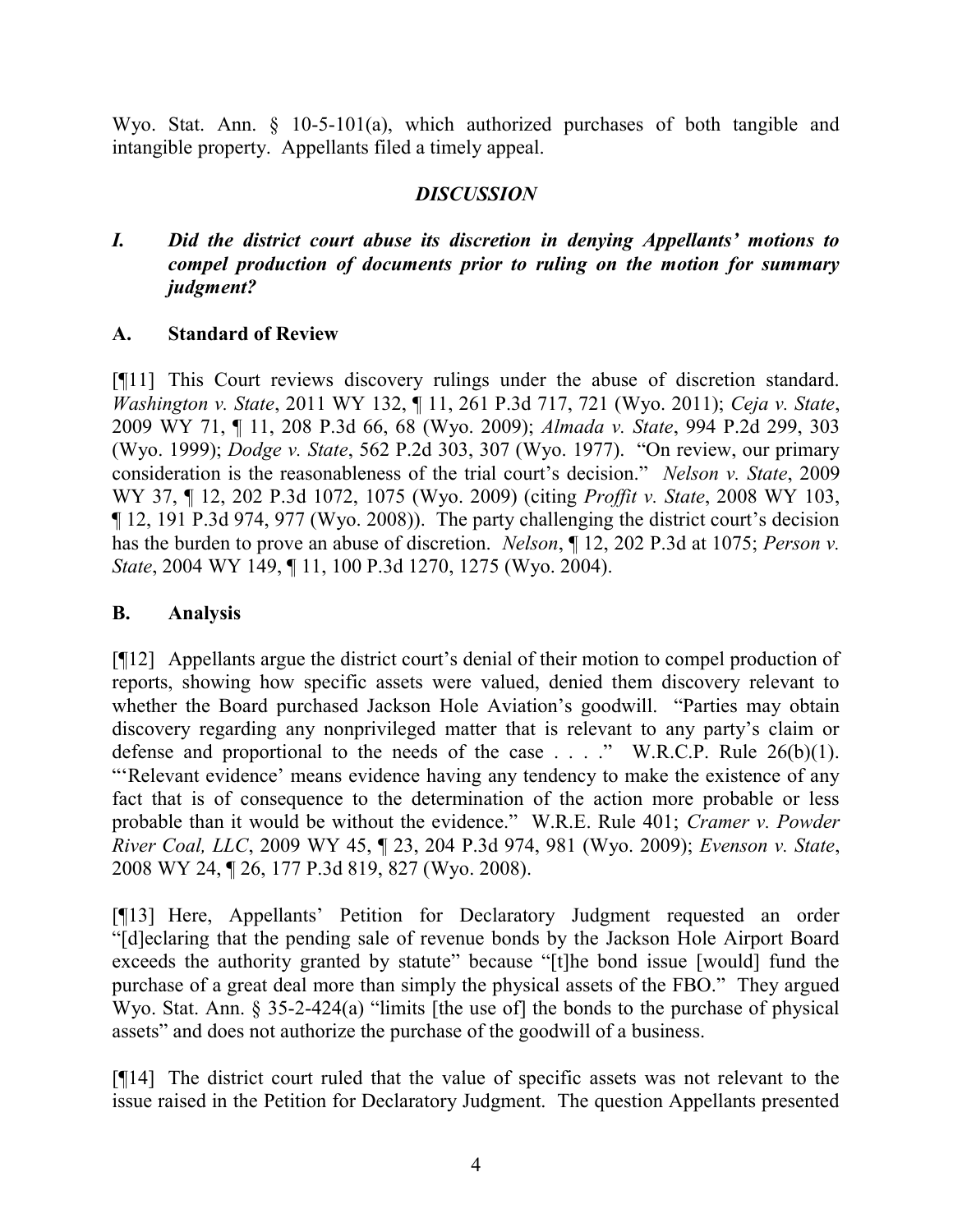Wyo. Stat. Ann. § 10-5-101(a), which authorized purchases of both tangible and intangible property. Appellants filed a timely appeal.

## *DISCUSSION*

### *I. Did the district court abuse its discretion in denying Appellants' motions to compel production of documents prior to ruling on the motion for summary judgment?*

### A. Standard of Review

[¶11] This Court reviews discovery rulings under the abuse of discretion standard. *Washington v. State*, 2011 WY 132, ¶ 11, 261 P.3d 717, 721 (Wyo. 2011); *Ceja v. State*, 2009 WY 71, ¶ 11, 208 P.3d 66, 68 (Wyo. 2009); *Almada v. State*, 994 P.2d 299, 303 (Wyo. 1999); *Dodge v. State*, 562 P.2d 303, 307 (Wyo. 1977). "On review, our primary consideration is the reasonableness of the trial court's decision." *Nelson v. State*, 2009 WY 37, ¶ 12, 202 P.3d 1072, 1075 (Wyo. 2009) (citing *Proffit v. State*, 2008 WY 103, ¶ 12, 191 P.3d 974, 977 (Wyo. 2008)). The party challenging the district court's decision has the burden to prove an abuse of discretion. *Nelson*, ¶ 12, 202 P.3d at 1075; *Person v. State*, 2004 WY 149, ¶ 11, 100 P.3d 1270, 1275 (Wyo. 2004).

### B. Analysis

[¶12] Appellants argue the district court's denial of their motion to compel production of reports, showing how specific assets were valued, denied them discovery relevant to whether the Board purchased Jackson Hole Aviation's goodwill. "Parties may obtain discovery regarding any nonprivileged matter that is relevant to any party's claim or defense and proportional to the needs of the case . . . ." W.R.C.P. Rule 26(b)(1). "'Relevant evidence' means evidence having any tendency to make the existence of any fact that is of consequence to the determination of the action more probable or less probable than it would be without the evidence." W.R.E. Rule 401; *Cramer v. Powder River Coal, LLC*, 2009 WY 45, ¶ 23, 204 P.3d 974, 981 (Wyo. 2009); *Evenson v. State*, 2008 WY 24, ¶ 26, 177 P.3d 819, 827 (Wyo. 2008).

[¶13] Here, Appellants' Petition for Declaratory Judgment requested an order "[d]eclaring that the pending sale of revenue bonds by the Jackson Hole Airport Board exceeds the authority granted by statute" because "[t]he bond issue [would] fund the purchase of a great deal more than simply the physical assets of the FBO." They argued Wyo. Stat. Ann. § 35-2-424(a) "limits [the use of] the bonds to the purchase of physical assets" and does not authorize the purchase of the goodwill of a business.

[¶14] The district court ruled that the value of specific assets was not relevant to the issue raised in the Petition for Declaratory Judgment. The question Appellants presented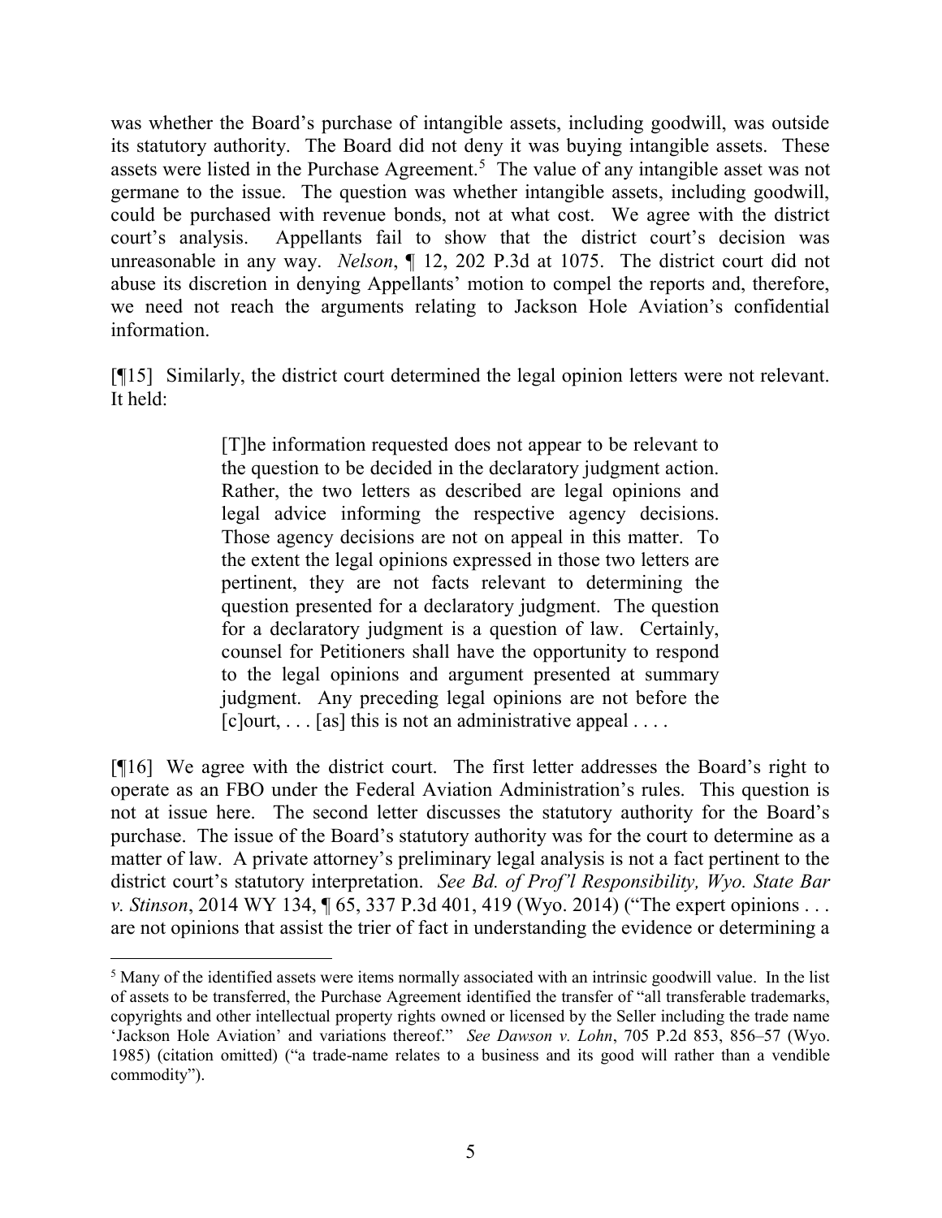was whether the Board's purchase of intangible assets, including goodwill, was outside its statutory authority. The Board did not deny it was buying intangible assets. These assets were listed in the Purchase Agreement.[5] The value of any intangible asset was not germane to the issue. The question was whether intangible assets, including goodwill, could be purchased with revenue bonds, not at what cost. We agree with the district court's analysis. Appellants fail to show that the district court's decision was unreasonable in any way. *Nelson*, ¶ 12, 202 P.3d at 1075. The district court did not abuse its discretion in denying Appellants' motion to compel the reports and, therefore, we need not reach the arguments relating to Jackson Hole Aviation's confidential information.

[¶15] Similarly, the district court determined the legal opinion letters were not relevant. It held:

> [T]he information requested does not appear to be relevant to the question to be decided in the declaratory judgment action. Rather, the two letters as described are legal opinions and legal advice informing the respective agency decisions. Those agency decisions are not on appeal in this matter. To the extent the legal opinions expressed in those two letters are pertinent, they are not facts relevant to determining the question presented for a declaratory judgment. The question for a declaratory judgment is a question of law. Certainly, counsel for Petitioners shall have the opportunity to respond to the legal opinions and argument presented at summary judgment. Any preceding legal opinions are not before the [c]ourt, . . . [as] this is not an administrative appeal . . . .

[¶16] We agree with the district court. The first letter addresses the Board's right to operate as an FBO under the Federal Aviation Administration's rules. This question is not at issue here. The second letter discusses the statutory authority for the Board's purchase. The issue of the Board's statutory authority was for the court to determine as a matter of law. A private attorney's preliminary legal analysis is not a fact pertinent to the district court's statutory interpretation. *See Bd. of Prof'l Responsibility, Wyo. State Bar v. Stinson*, 2014 WY 134, ¶ 65, 337 P.3d 401, 419 (Wyo. 2014) ("The expert opinions . . . are not opinions that assist the trier of fact in understanding the evidence or determining a

---

[5] Many of the identified assets were items normally associated with an intrinsic goodwill value. In the list of assets to be transferred, the Purchase Agreement identified the transfer of "all transferable trademarks, copyrights and other intellectual property rights owned or licensed by the Seller including the trade name 'Jackson Hole Aviation' and variations thereof." *See Dawson v. Lohn*, 705 P.2d 853, 856–57 (Wyo. 1985) (citation omitted) ("a trade-name relates to a business and its good will rather than a vendible commodity").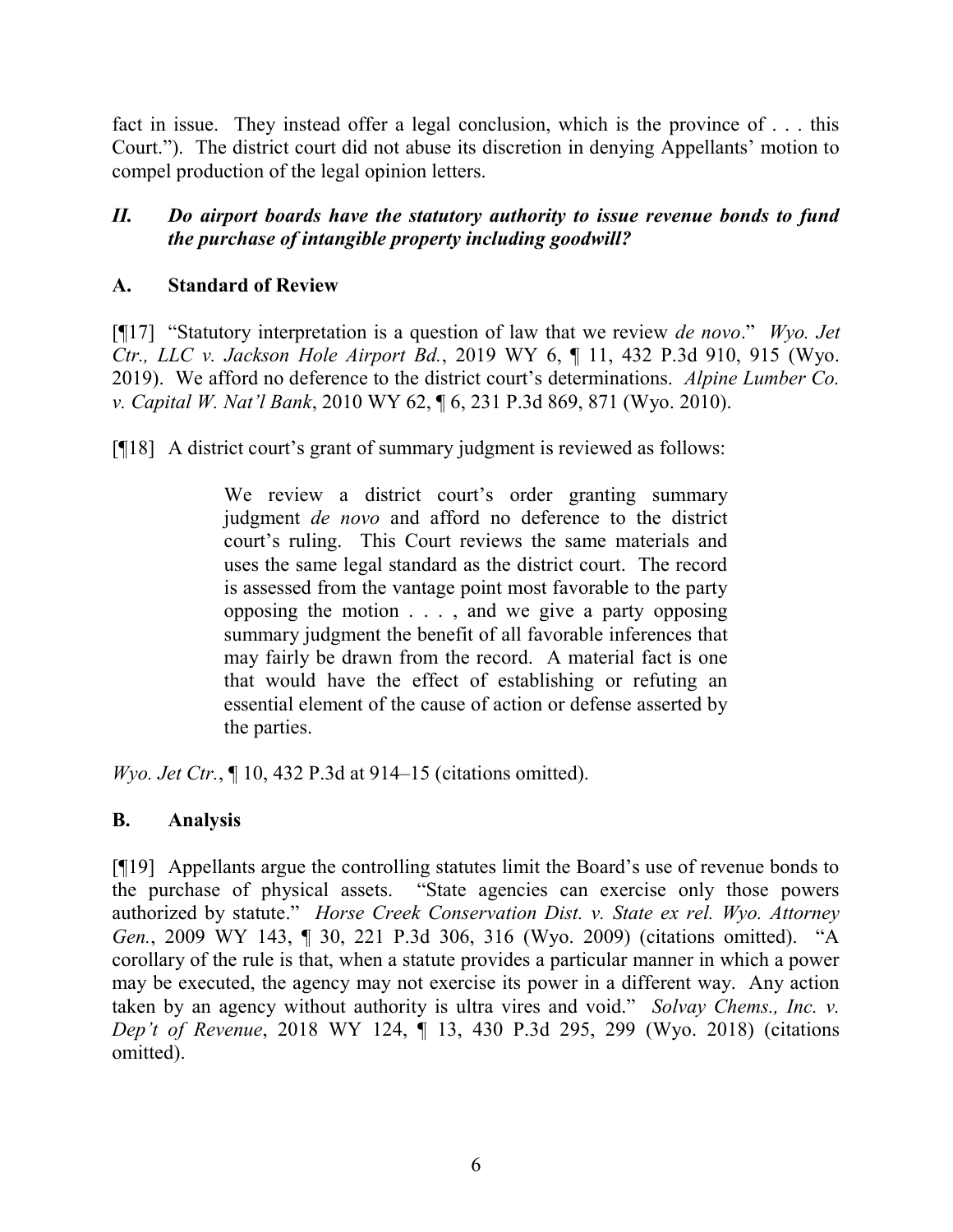fact in issue. They instead offer a legal conclusion, which is the province of . . . this Court."). The district court did not abuse its discretion in denying Appellants' motion to compel production of the legal opinion letters.

### *II. Do airport boards have the statutory authority to issue revenue bonds to fund the purchase of intangible property including goodwill?*

### A. Standard of Review

[¶17] "Statutory interpretation is a question of law that we review *de novo*." *Wyo. Jet Ctr., LLC v. Jackson Hole Airport Bd.*, 2019 WY 6, ¶ 11, 432 P.3d 910, 915 (Wyo. 2019). We afford no deference to the district court's determinations. *Alpine Lumber Co. v. Capital W. Nat'l Bank*, 2010 WY 62, ¶ 6, 231 P.3d 869, 871 (Wyo. 2010).

[¶18] A district court's grant of summary judgment is reviewed as follows:

> We review a district court's order granting summary judgment *de novo* and afford no deference to the district court's ruling. This Court reviews the same materials and uses the same legal standard as the district court. The record is assessed from the vantage point most favorable to the party opposing the motion . . . , and we give a party opposing summary judgment the benefit of all favorable inferences that may fairly be drawn from the record. A material fact is one that would have the effect of establishing or refuting an essential element of the cause of action or defense asserted by the parties.

*Wyo. Jet Ctr.*, ¶ 10, 432 P.3d at 914–15 (citations omitted).

### B. Analysis

[¶19] Appellants argue the controlling statutes limit the Board's use of revenue bonds to the purchase of physical assets. "State agencies can exercise only those powers authorized by statute." *Horse Creek Conservation Dist. v. State ex rel. Wyo. Attorney Gen.*, 2009 WY 143, ¶ 30, 221 P.3d 306, 316 (Wyo. 2009) (citations omitted). "A corollary of the rule is that, when a statute provides a particular manner in which a power may be executed, the agency may not exercise its power in a different way. Any action taken by an agency without authority is ultra vires and void." *Solvay Chems., Inc. v. Dep't of Revenue*, 2018 WY 124, ¶ 13, 430 P.3d 295, 299 (Wyo. 2018) (citations omitted).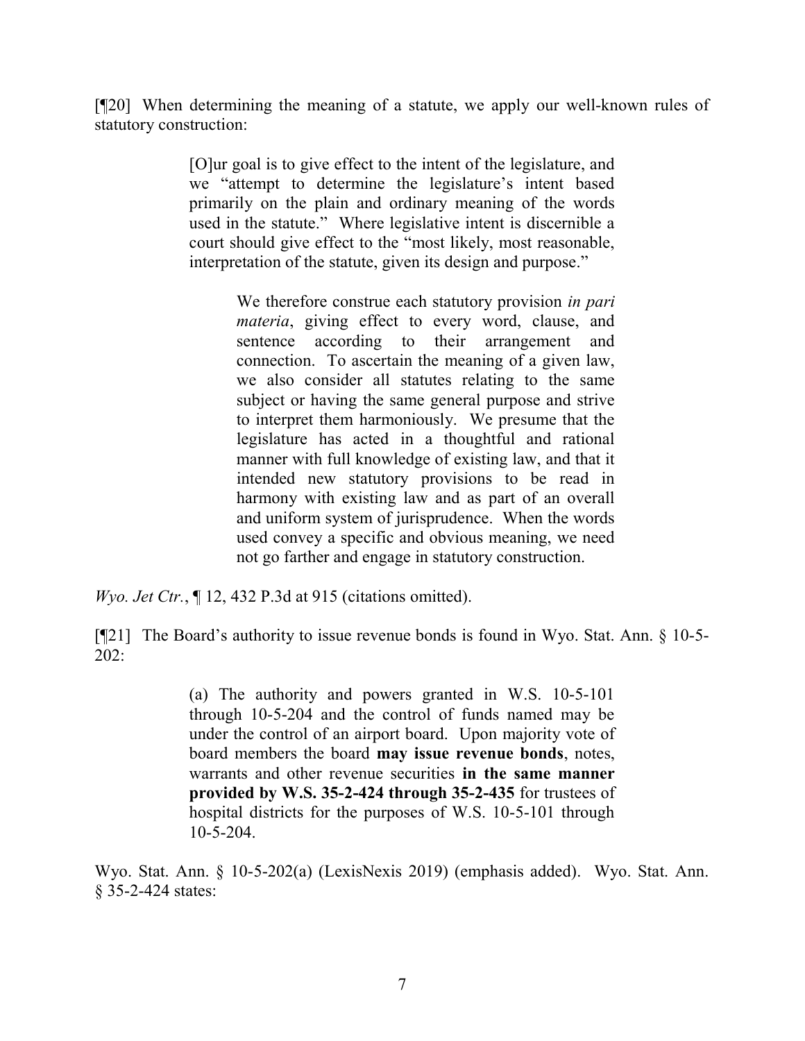[¶20] When determining the meaning of a statute, we apply our well-known rules of statutory construction:

> [O]ur goal is to give effect to the intent of the legislature, and we "attempt to determine the legislature's intent based primarily on the plain and ordinary meaning of the words used in the statute." Where legislative intent is discernible a court should give effect to the "most likely, most reasonable, interpretation of the statute, given its design and purpose."
>
>> We therefore construe each statutory provision *in pari materia*, giving effect to every word, clause, and sentence according to their arrangement and connection. To ascertain the meaning of a given law, we also consider all statutes relating to the same subject or having the same general purpose and strive to interpret them harmoniously. We presume that the legislature has acted in a thoughtful and rational manner with full knowledge of existing law, and that it intended new statutory provisions to be read in harmony with existing law and as part of an overall and uniform system of jurisprudence. When the words used convey a specific and obvious meaning, we need not go farther and engage in statutory construction.

*Wyo. Jet Ctr.*, ¶ 12, 432 P.3d at 915 (citations omitted).

[¶21] The Board's authority to issue revenue bonds is found in Wyo. Stat. Ann. § 10-5-202:

> (a) The authority and powers granted in W.S. 10-5-101 through 10-5-204 and the control of funds named may be under the control of an airport board. Upon majority vote of board members the board **may issue revenue bonds**, notes, warrants and other revenue securities **in the same manner provided by W.S. 35-2-424 through 35-2-435** for trustees of hospital districts for the purposes of W.S. 10-5-101 through 10-5-204.

Wyo. Stat. Ann. § 10-5-202(a) (LexisNexis 2019) (emphasis added). Wyo. Stat. Ann. § 35-2-424 states: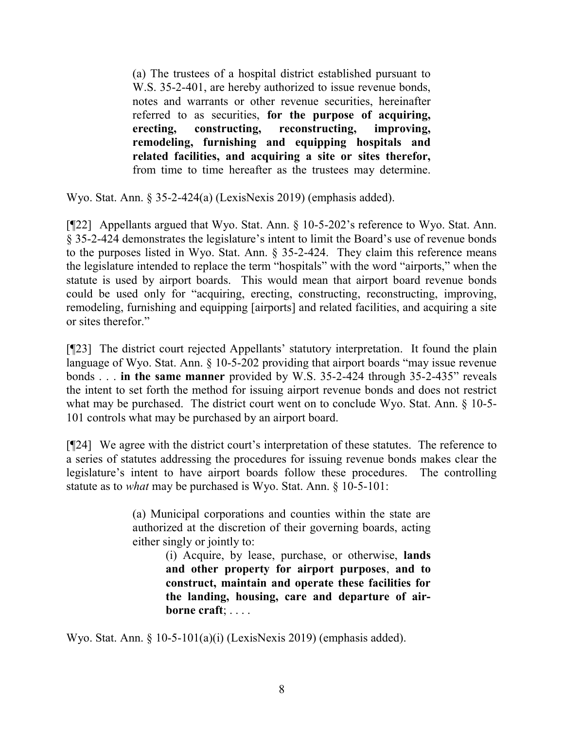> (a) The trustees of a hospital district established pursuant to W.S. 35-2-401, are hereby authorized to issue revenue bonds, notes and warrants or other revenue securities, hereinafter referred to as securities, **for the purpose of acquiring, erecting, constructing, reconstructing, improving, remodeling, furnishing and equipping hospitals and related facilities, and acquiring a site or sites therefor,** from time to time hereafter as the trustees may determine.

Wyo. Stat. Ann. § 35-2-424(a) (LexisNexis 2019) (emphasis added).

[¶22] Appellants argued that Wyo. Stat. Ann. § 10-5-202's reference to Wyo. Stat. Ann. § 35-2-424 demonstrates the legislature's intent to limit the Board's use of revenue bonds to the purposes listed in Wyo. Stat. Ann. § 35-2-424. They claim this reference means the legislature intended to replace the term "hospitals" with the word "airports," when the statute is used by airport boards. This would mean that airport board revenue bonds could be used only for "acquiring, erecting, constructing, reconstructing, improving, remodeling, furnishing and equipping [airports] and related facilities, and acquiring a site or sites therefor."

[¶23] The district court rejected Appellants' statutory interpretation. It found the plain language of Wyo. Stat. Ann. § 10-5-202 providing that airport boards "may issue revenue bonds . . . **in the same manner** provided by W.S. 35-2-424 through 35-2-435" reveals the intent to set forth the method for issuing airport revenue bonds and does not restrict what may be purchased. The district court went on to conclude Wyo. Stat. Ann. § 10-5-101 controls what may be purchased by an airport board.

[¶24] We agree with the district court's interpretation of these statutes. The reference to a series of statutes addressing the procedures for issuing revenue bonds makes clear the legislature's intent to have airport boards follow these procedures. The controlling statute as to *what* may be purchased is Wyo. Stat. Ann. § 10-5-101:

> (a) Municipal corporations and counties within the state are authorized at the discretion of their governing boards, acting either singly or jointly to:
>
> > (i) Acquire, by lease, purchase, or otherwise, **lands and other property for airport purposes**, **and to construct, maintain and operate these facilities for the landing, housing, care and departure of air-borne craft**; . . . .

Wyo. Stat. Ann. § 10-5-101(a)(i) (LexisNexis 2019) (emphasis added).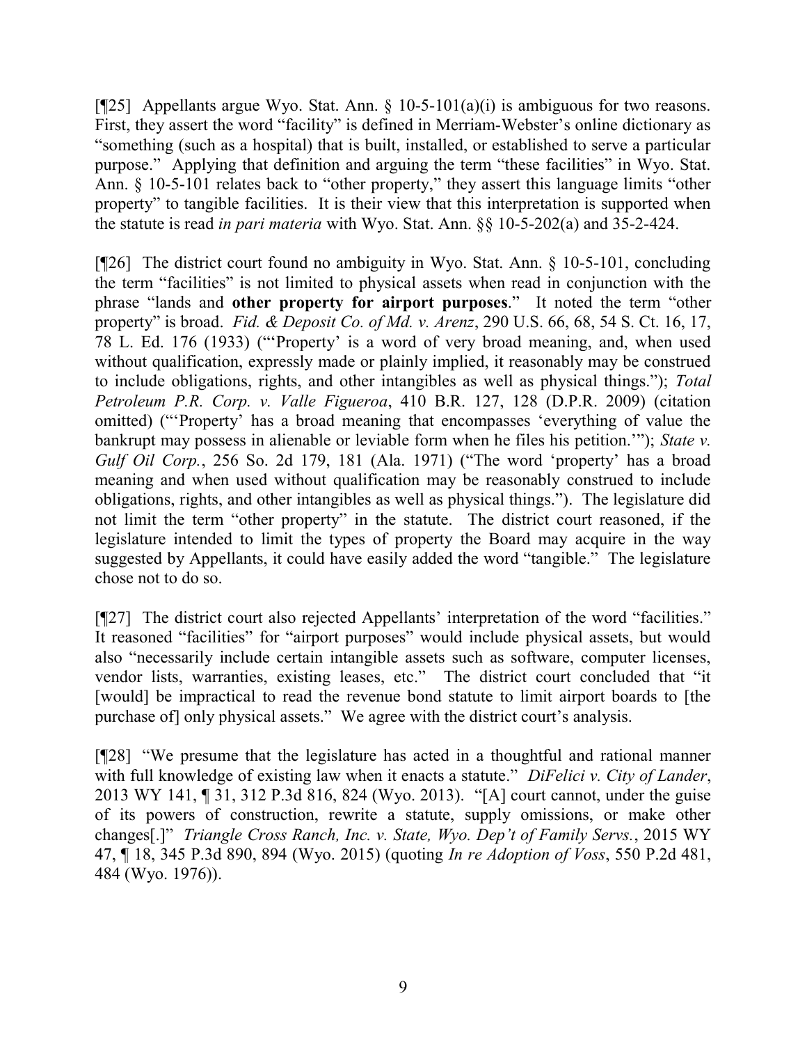[¶25] Appellants argue Wyo. Stat. Ann. § 10-5-101(a)(i) is ambiguous for two reasons. First, they assert the word "facility" is defined in Merriam-Webster's online dictionary as "something (such as a hospital) that is built, installed, or established to serve a particular purpose." Applying that definition and arguing the term "these facilities" in Wyo. Stat. Ann. § 10-5-101 relates back to "other property," they assert this language limits "other property" to tangible facilities. It is their view that this interpretation is supported when the statute is read *in pari materia* with Wyo. Stat. Ann. §§ 10-5-202(a) and 35-2-424.

[¶26] The district court found no ambiguity in Wyo. Stat. Ann. § 10-5-101, concluding the term "facilities" is not limited to physical assets when read in conjunction with the phrase "lands and **other property for airport purposes**." It noted the term "other property" is broad. *Fid. & Deposit Co. of Md. v. Arenz*, 290 U.S. 66, 68, 54 S. Ct. 16, 17, 78 L. Ed. 176 (1933) ("'Property' is a word of very broad meaning, and, when used without qualification, expressly made or plainly implied, it reasonably may be construed to include obligations, rights, and other intangibles as well as physical things."); *Total Petroleum P.R. Corp. v. Valle Figueroa*, 410 B.R. 127, 128 (D.P.R. 2009) (citation omitted) ("'Property' has a broad meaning that encompasses 'everything of value the bankrupt may possess in alienable or leviable form when he files his petition.'"); *State v. Gulf Oil Corp.*, 256 So. 2d 179, 181 (Ala. 1971) ("The word 'property' has a broad meaning and when used without qualification may be reasonably construed to include obligations, rights, and other intangibles as well as physical things."). The legislature did not limit the term "other property" in the statute. The district court reasoned, if the legislature intended to limit the types of property the Board may acquire in the way suggested by Appellants, it could have easily added the word "tangible." The legislature chose not to do so.

[¶27] The district court also rejected Appellants' interpretation of the word "facilities." It reasoned "facilities" for "airport purposes" would include physical assets, but would also "necessarily include certain intangible assets such as software, computer licenses, vendor lists, warranties, existing leases, etc." The district court concluded that "it [would] be impractical to read the revenue bond statute to limit airport boards to [the purchase of] only physical assets." We agree with the district court's analysis.

[¶28] "We presume that the legislature has acted in a thoughtful and rational manner with full knowledge of existing law when it enacts a statute." *DiFelici v. City of Lander*, 2013 WY 141, ¶ 31, 312 P.3d 816, 824 (Wyo. 2013). "[A] court cannot, under the guise of its powers of construction, rewrite a statute, supply omissions, or make other changes[.]" *Triangle Cross Ranch, Inc. v. State, Wyo. Dep't of Family Servs.*, 2015 WY 47, ¶ 18, 345 P.3d 890, 894 (Wyo. 2015) (quoting *In re Adoption of Voss*, 550 P.2d 481, 484 (Wyo. 1976)).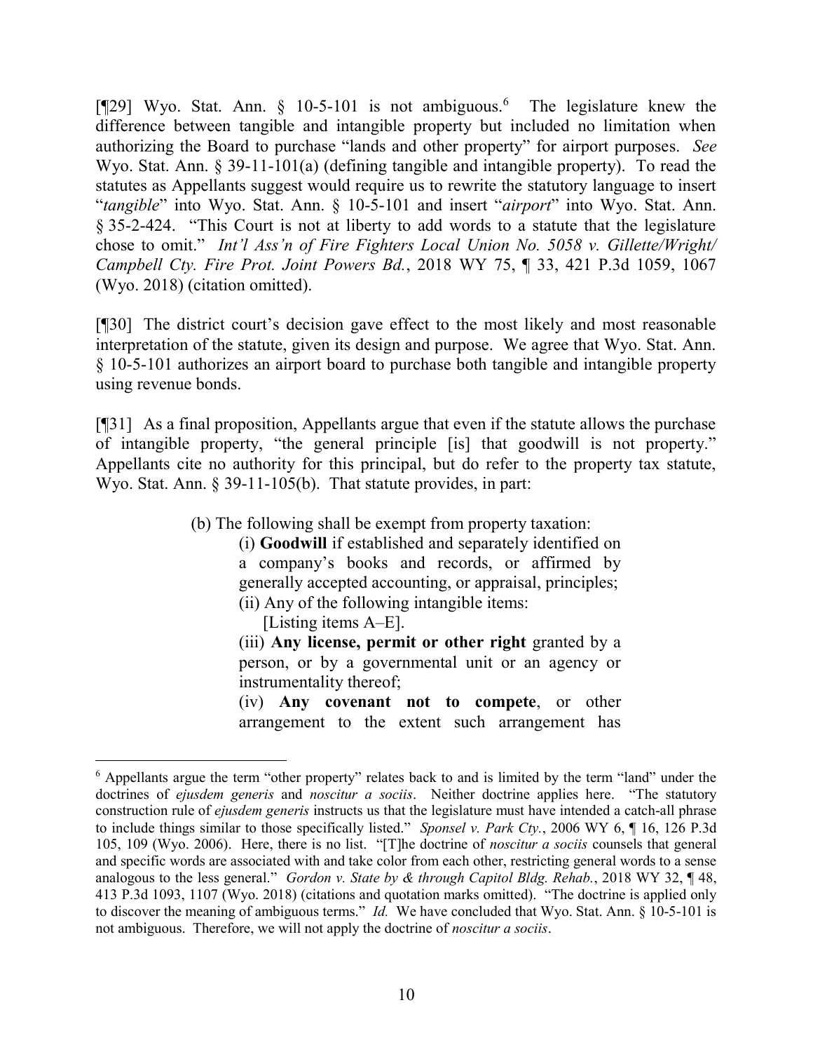[¶29] Wyo. Stat. Ann. § 10-5-101 is not ambiguous.[6] The legislature knew the difference between tangible and intangible property but included no limitation when authorizing the Board to purchase "lands and other property" for airport purposes. *See* Wyo. Stat. Ann. § 39-11-101(a) (defining tangible and intangible property). To read the statutes as Appellants suggest would require us to rewrite the statutory language to insert "*tangible*" into Wyo. Stat. Ann. § 10-5-101 and insert "*airport*" into Wyo. Stat. Ann. § 35-2-424. "This Court is not at liberty to add words to a statute that the legislature chose to omit." *Int'l Ass'n of Fire Fighters Local Union No. 5058 v. Gillette/Wright/ Campbell Cty. Fire Prot. Joint Powers Bd.*, 2018 WY 75, ¶ 33, 421 P.3d 1059, 1067 (Wyo. 2018) (citation omitted).

[¶30] The district court's decision gave effect to the most likely and most reasonable interpretation of the statute, given its design and purpose. We agree that Wyo. Stat. Ann. § 10-5-101 authorizes an airport board to purchase both tangible and intangible property using revenue bonds.

[¶31] As a final proposition, Appellants argue that even if the statute allows the purchase of intangible property, "the general principle [is] that goodwill is not property." Appellants cite no authority for this principal, but do refer to the property tax statute, Wyo. Stat. Ann. § 39-11-105(b). That statute provides, in part:

> (b) The following shall be exempt from property taxation:
>
> (i) **Goodwill** if established and separately identified on a company's books and records, or affirmed by generally accepted accounting, or appraisal, principles;
>
> (ii) Any of the following intangible items:
>
> [Listing items A–E].
>
> (iii) **Any license, permit or other right** granted by a person, or by a governmental unit or an agency or instrumentality thereof;
>
> (iv) **Any covenant not to compete**, or other arrangement to the extent such arrangement has

---

[6] Appellants argue the term "other property" relates back to and is limited by the term "land" under the doctrines of *ejusdem generis* and *noscitur a sociis*. Neither doctrine applies here. "The statutory construction rule of *ejusdem generis* instructs us that the legislature must have intended a catch-all phrase to include things similar to those specifically listed." *Sponsel v. Park Cty.*, 2006 WY 6, ¶ 16, 126 P.3d 105, 109 (Wyo. 2006). Here, there is no list. "[T]he doctrine of *noscitur a sociis* counsels that general and specific words are associated with and take color from each other, restricting general words to a sense analogous to the less general." *Gordon v. State by & through Capitol Bldg. Rehab.*, 2018 WY 32, ¶ 48, 413 P.3d 1093, 1107 (Wyo. 2018) (citations and quotation marks omitted). "The doctrine is applied only to discover the meaning of ambiguous terms." *Id.* We have concluded that Wyo. Stat. Ann. § 10-5-101 is not ambiguous. Therefore, we will not apply the doctrine of *noscitur a sociis*.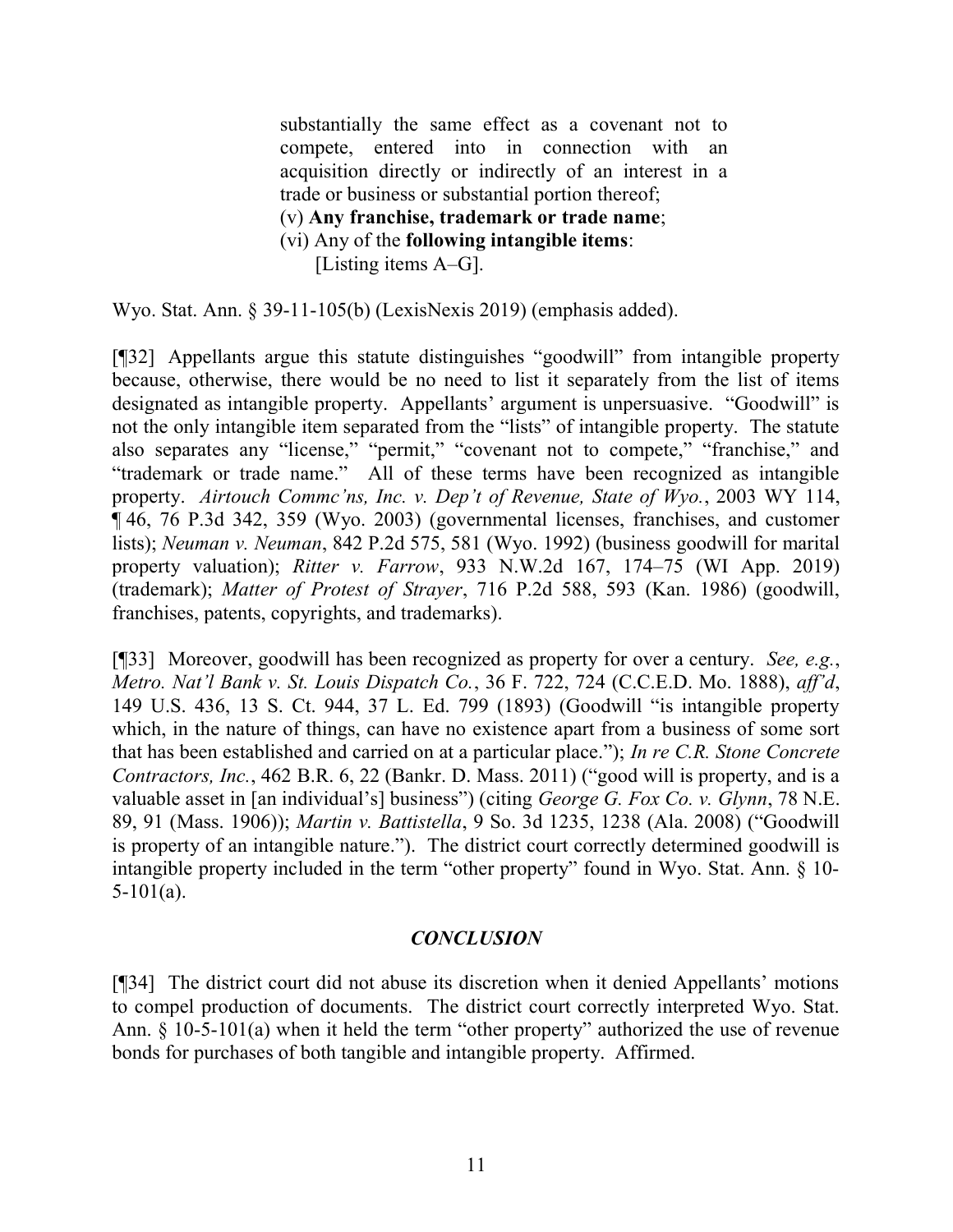> substantially the same effect as a covenant not to compete, entered into in connection with an acquisition directly or indirectly of an interest in a trade or business or substantial portion thereof;
>
> (v) **Any franchise, trademark or trade name**;
>
> (vi) Any of the **following intangible items**:
>
> [Listing items A–G].

Wyo. Stat. Ann. § 39-11-105(b) (LexisNexis 2019) (emphasis added).

[¶32] Appellants argue this statute distinguishes "goodwill" from intangible property because, otherwise, there would be no need to list it separately from the list of items designated as intangible property. Appellants' argument is unpersuasive. "Goodwill" is not the only intangible item separated from the "lists" of intangible property. The statute also separates any "license," "permit," "covenant not to compete," "franchise," and "trademark or trade name." All of these terms have been recognized as intangible property. *Airtouch Commc'ns, Inc. v. Dep't of Revenue, State of Wyo.*, 2003 WY 114, ¶ 46, 76 P.3d 342, 359 (Wyo. 2003) (governmental licenses, franchises, and customer lists); *Neuman v. Neuman*, 842 P.2d 575, 581 (Wyo. 1992) (business goodwill for marital property valuation); *Ritter v. Farrow*, 933 N.W.2d 167, 174–75 (WI App. 2019) (trademark); *Matter of Protest of Strayer*, 716 P.2d 588, 593 (Kan. 1986) (goodwill, franchises, patents, copyrights, and trademarks).

[¶33] Moreover, goodwill has been recognized as property for over a century. *See, e.g.*, *Metro. Nat'l Bank v. St. Louis Dispatch Co.*, 36 F. 722, 724 (C.C.E.D. Mo. 1888), *aff'd*, 149 U.S. 436, 13 S. Ct. 944, 37 L. Ed. 799 (1893) (Goodwill "is intangible property which, in the nature of things, can have no existence apart from a business of some sort that has been established and carried on at a particular place."); *In re C.R. Stone Concrete Contractors, Inc.*, 462 B.R. 6, 22 (Bankr. D. Mass. 2011) ("good will is property, and is a valuable asset in [an individual's] business") (citing *George G. Fox Co. v. Glynn*, 78 N.E. 89, 91 (Mass. 1906)); *Martin v. Battistella*, 9 So. 3d 1235, 1238 (Ala. 2008) ("Goodwill is property of an intangible nature."). The district court correctly determined goodwill is intangible property included in the term "other property" found in Wyo. Stat. Ann. § 10-5-101(a).

## *CONCLUSION*

[¶34] The district court did not abuse its discretion when it denied Appellants' motions to compel production of documents. The district court correctly interpreted Wyo. Stat. Ann. § 10-5-101(a) when it held the term "other property" authorized the use of revenue bonds for purchases of both tangible and intangible property. Affirmed.